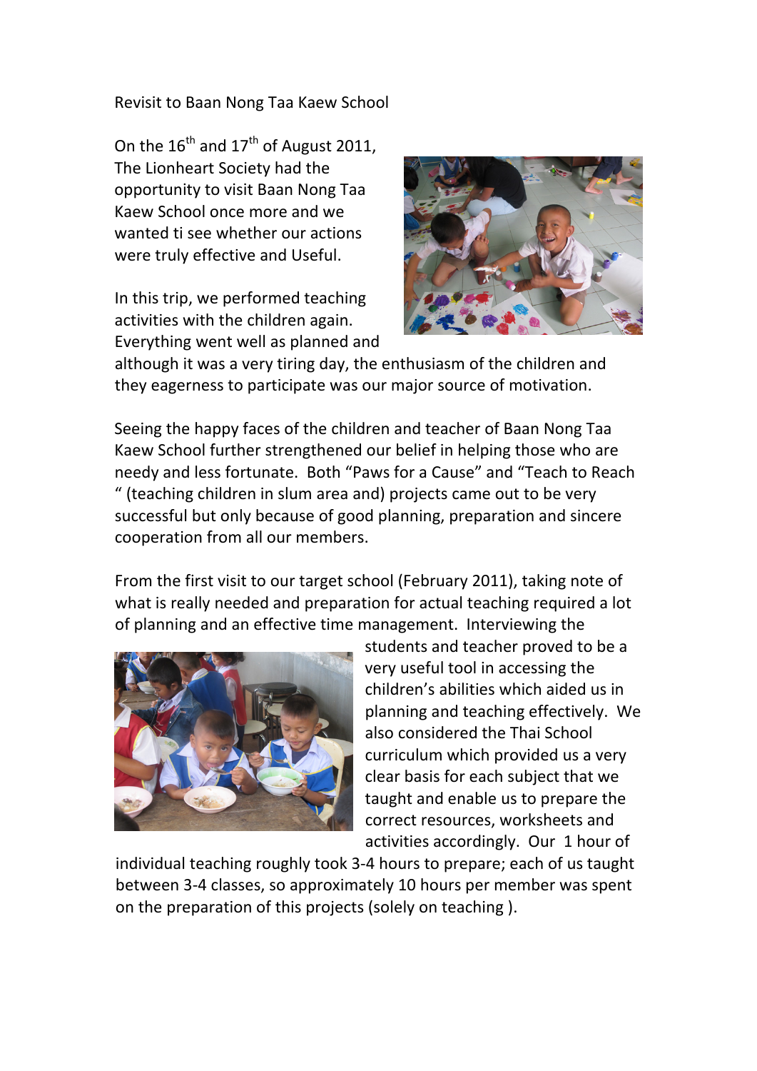Revisit to Baan Nong Taa Kaew School

On the 16th and 17th of August 2011, The Lionheart Society had the opportunity to visit Baan Nong Taa Kaew School once more and we wanted ti see whether our actions were truly effective and Useful.

In this trip, we performed teaching activities with the children again. Everything went well as planned and although it was a very tiring day, the enthusiasm of the children and they eagerness to participate was our major source of motivation.

Seeing the happy faces of the children and teacher of Baan Nong Taa Kaew School further strengthened our belief in helping those who are needy and less fortunate. Both "Paws for a Cause" and "Teach to Reach " (teaching children in slum area and) projects came out to be very successful but only because of good planning, preparation and sincere cooperation from all our members.

From the first visit to our target school (February 2011), taking note of what is really needed and preparation for actual teaching required a lot of planning and an effective time management. Interviewing the students and teacher proved to be a very useful tool in accessing the children's abilities which aided us in planning and teaching effectively. We also considered the Thai School curriculum which provided us a very clear basis for each subject that we taught and enable us to prepare the correct resources, worksheets and activities accordingly. Our 1 hour of individual teaching roughly took 3-4 hours to prepare; each of us taught between 3-4 classes, so approximately 10 hours per member was spent on the preparation of this projects (solely on teaching ).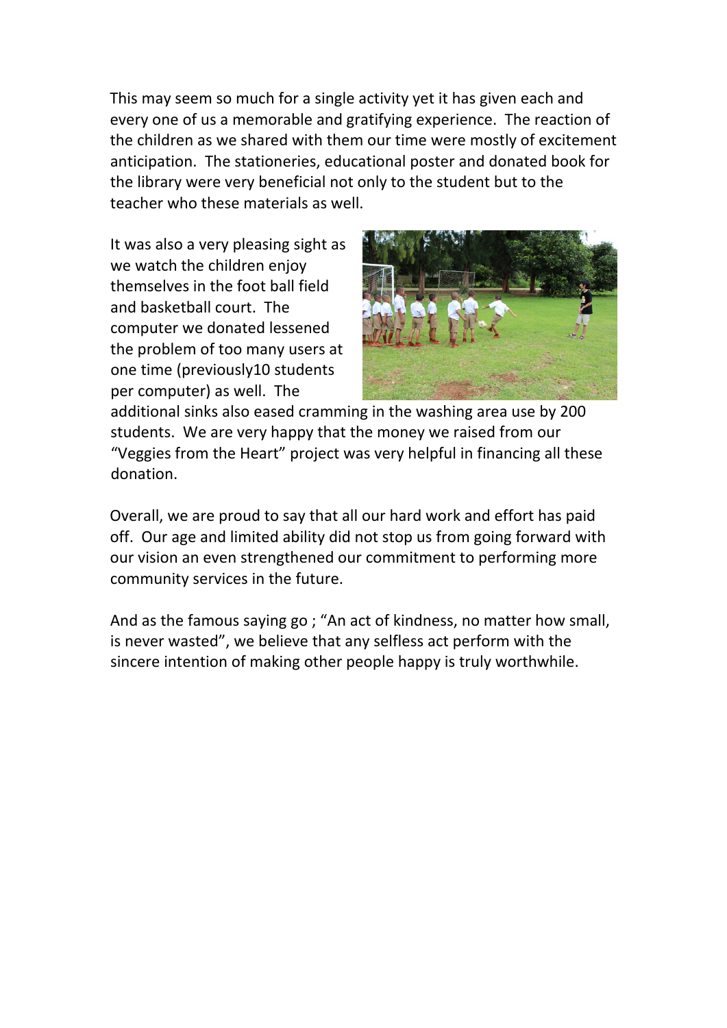This may seem so much for a single activity yet it has given each and every one of us a memorable and gratifying experience. The reaction of the children as we shared with them our time were mostly of excitement anticipation. The stationeries, educational poster and donated book for the library were very beneficial not only to the student but to the teacher who these materials as well.

It was also a very pleasing sight as we watch the children enjoy themselves in the foot ball field and basketball court. The computer we donated lessened the problem of too many users at one time (previously10 students per computer) as well. The additional sinks also eased cramming in the washing area use by 200 students. We are very happy that the money we raised from our "Veggies from the Heart" project was very helpful in financing all these donation.

Overall, we are proud to say that all our hard work and effort has paid off. Our age and limited ability did not stop us from going forward with our vision an even strengthened our commitment to performing more community services in the future.

And as the famous saying go ; "An act of kindness, no matter how small, is never wasted", we believe that any selfless act perform with the sincere intention of making other people happy is truly worthwhile.